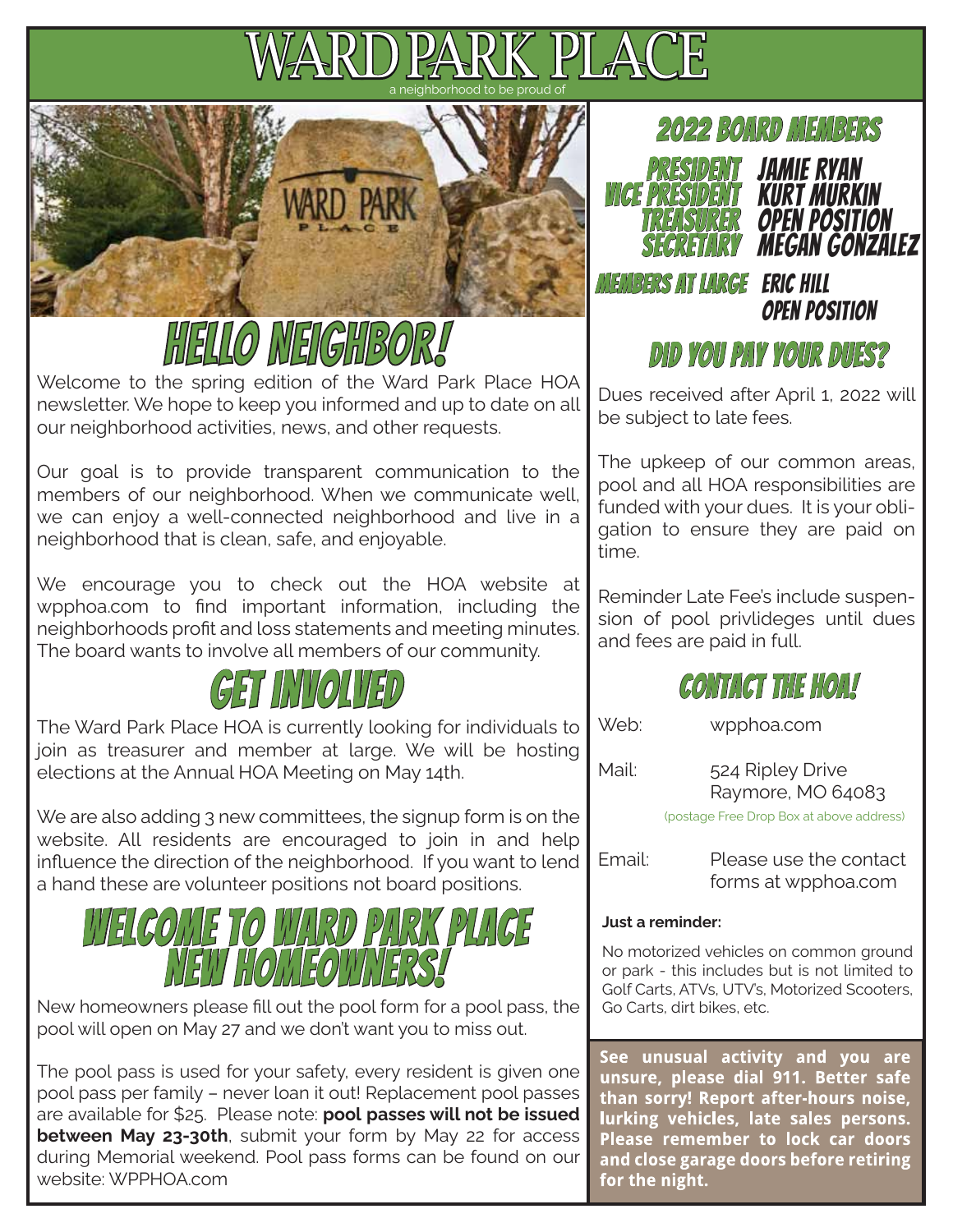# WARD PARK PLACE

a neighborhood to be proud of

## HELLO NEIGHBOR!

Welcome to the spring edition of the Ward Park Place HOA newsletter. We hope to keep you informed and up to date on all our neighborhood activities, news, and other requests.

Our goal is to provide transparent communication to the members of our neighborhood. When we communicate well, we can enjoy a well-connected neighborhood and live in a neighborhood that is clean, safe, and enjoyable.

We encourage you to check out the HOA website at wpphoa.com to find important information, including the neighborhoods profit and loss statements and meeting minutes. The board wants to involve all members of our community.

## GET INVOLVED

The Ward Park Place HOA is currently looking for individuals to join as treasurer and member at large. We will be hosting elections at the Annual HOA Meeting on May 14th.

We are also adding 3 new committees, the signup form is on the website. All residents are encouraged to join in and help influence the direction of the neighborhood. If you want to lend a hand these are volunteer positions not board positions.

## WELCOME TO WARD PARK PLACE NEW HOMEOWNERS!

New homeowners please fill out the pool form for a pool pass, the pool will open on May 27 and we don't want you to miss out.

The pool pass is used for your safety, every resident is given one pool pass per family – never loan it out! Replacement pool passes are available for $25. Please note: **pool passes will not be issued between May 23-30th**, submit your form by May 22 for access during Memorial weekend. Pool pass forms can be found on our website: WPPHOA.com

## 2022 BOARD MEMBERS

| | |
|---|---|
| PRESIDENT | JAMIE RYAN |
| VICE PRESIDENT | KURT MURKIN |
| TREASURER | OPEN POSITION |
| SECRETARY | MEGAN GONZALEZ |
| MEMBERS AT LARGE | ERIC HILL |
| | OPEN POSITION |

## DID YOU PAY YOUR DUES?

Dues received after April 1, 2022 will be subject to late fees.

The upkeep of our common areas, pool and all HOA responsibilities are funded with your dues. It is your obligation to ensure they are paid on time.

Reminder Late Fee's include suspension of pool privlideges until dues and fees are paid in full.

## CONTACT THE HOA!

Web: wpphoa.com

Mail: 524 Ripley Drive
Raymore, MO 64083
(postage Free Drop Box at above address)

Email: Please use the contact forms at wpphoa.com

**Just a reminder:**

No motorized vehicles on common ground or park - this includes but is not limited to Golf Carts, ATVs, UTV's, Motorized Scooters, Go Carts, dirt bikes, etc.

**See unusual activity and you are unsure, please dial 911. Better safe than sorry! Report after-hours noise, lurking vehicles, late sales persons. Please remember to lock car doors and close garage doors before retiring for the night.**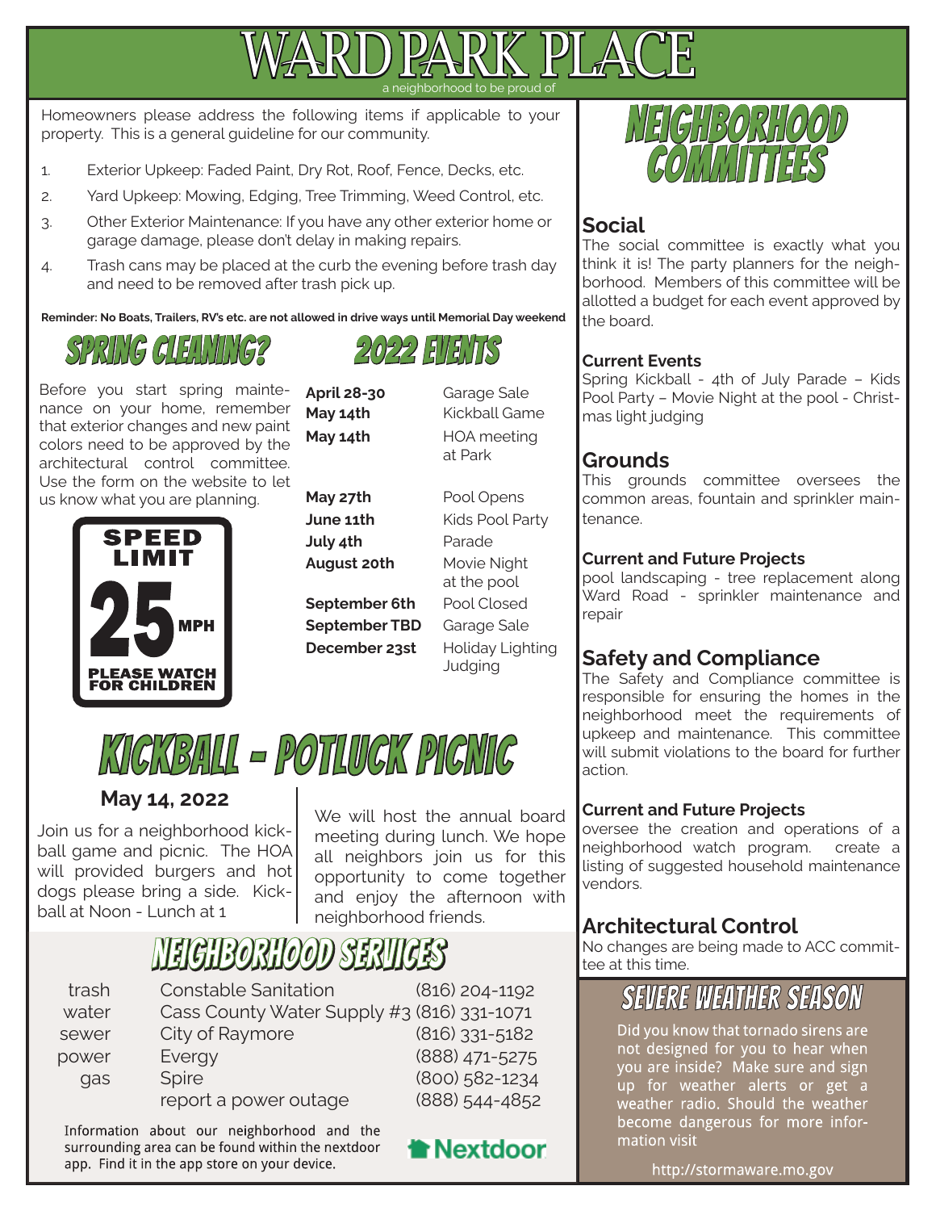# WARD PARK PLACE

a neighborhood to be proud of

Homeowners please address the following items if applicable to your property. This is a general guideline for our community.

1. Exterior Upkeep: Faded Paint, Dry Rot, Roof, Fence, Decks, etc.
2. Yard Upkeep: Mowing, Edging, Tree Trimming, Weed Control, etc.
3. Other Exterior Maintenance: If you have any other exterior home or garage damage, please don't delay in making repairs.
4. Trash cans may be placed at the curb the evening before trash day and need to be removed after trash pick up.

**Reminder: No Boats, Trailers, RV's etc. are not allowed in drive ways until Memorial Day weekend**

## SPRING CLEANING?

Before you start spring maintenance on your home, remember that exterior changes and new paint colors need to be approved by the architectural control committee. Use the form on the website to let us know what you are planning.

SPEED LIMIT 25 MPH
PLEASE WATCH FOR CHILDREN

## 2022 EVENTS

| Date | Event |
|---|---|
| **April 28-30** | Garage Sale |
| **May 14th** | Kickball Game |
| **May 14th** | HOA meeting at Park |
| **May 27th** | Pool Opens |
| **June 11th** | Kids Pool Party |
| **July 4th** | Parade |
| **August 20th** | Movie Night at the pool |
| **September 6th** | Pool Closed |
| **September TBD** | Garage Sale |
| **December 23st** | Holiday Lighting Judging |

## KICKBALL - POTLUCK PICNIC

### May 14, 2022

Join us for a neighborhood kickball game and picnic. The HOA will provided burgers and hot dogs please bring a side. Kickball at Noon - Lunch at 1

We will host the annual board meeting during lunch. We hope all neighbors join us for this opportunity to come together and enjoy the afternoon with neighborhood friends.

## NEIGHBORHOOD SERVICES

| | | |
|---|---|---|
| trash | Constable Sanitation | (816) 204-1192 |
| water | Cass County Water Supply #3 | (816) 331-1071 |
| sewer | City of Raymore | (816) 331-5182 |
| power | Evergy | (888) 471-5275 |
| gas | Spire | (800) 582-1234 |
| | report a power outage | (888) 544-4852 |

Information about our neighborhood and the surrounding area can be found within the nextdoor app. Find it in the app store on your device.

Nextdoor

## NEIGHBORHOOD COMMITTEES

### Social

The social committee is exactly what you think it is! The party planners for the neighborhood. Members of this committee will be allotted a budget for each event approved by the board.

**Current Events**

Spring Kickball - 4th of July Parade – Kids Pool Party – Movie Night at the pool - Christmas light judging

### Grounds

This grounds committee oversees the common areas, fountain and sprinkler maintenance.

**Current and Future Projects**

pool landscaping - tree replacement along Ward Road - sprinkler maintenance and repair

### Safety and Compliance

The Safety and Compliance committee is responsible for ensuring the homes in the neighborhood meet the requirements of upkeep and maintenance. This committee will submit violations to the board for further action.

**Current and Future Projects**

oversee the creation and operations of a neighborhood watch program. create a listing of suggested household maintenance vendors.

### Architectural Control

No changes are being made to ACC committee at this time.

## SEVERE WEATHER SEASON

Did you know that tornado sirens are not designed for you to hear when you are inside? Make sure and sign up for weather alerts or get a weather radio. Should the weather become dangerous for more information visit

http://stormaware.mo.gov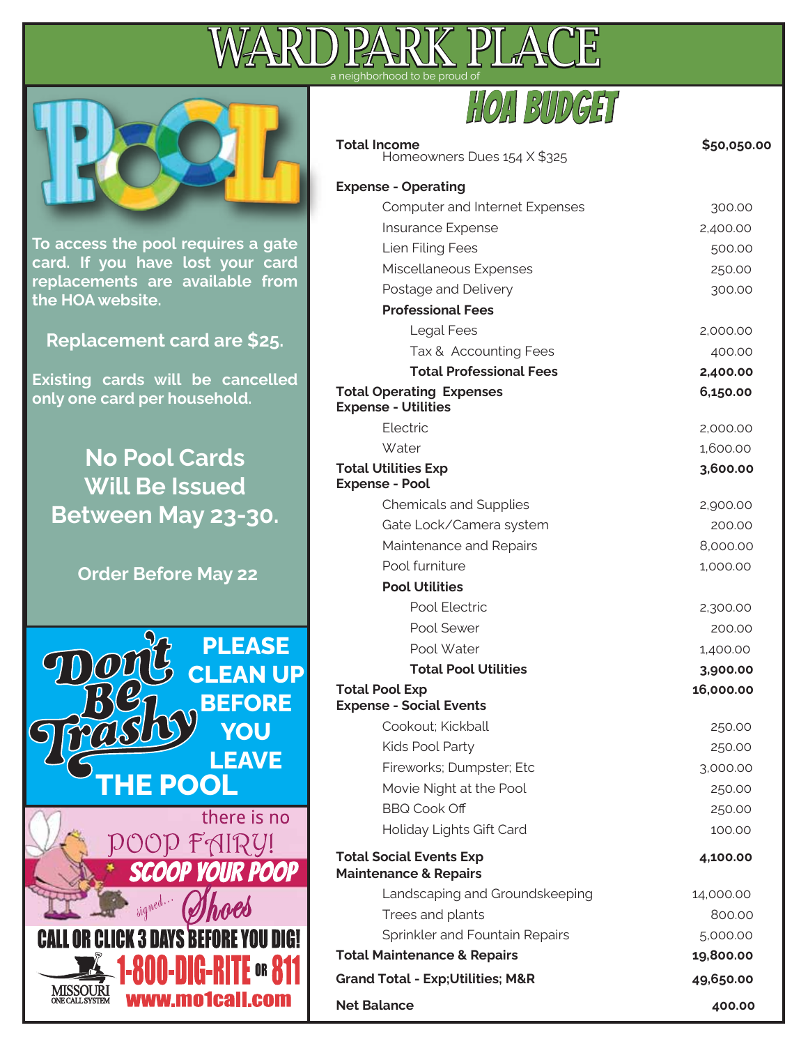# WARD PARK PLACE

a neighborhood to be proud of

## POOL

**To access the pool requires a gate card. If you have lost your card replacements are available from the HOA website.**

**Replacement card are $25.**

**Existing cards will be cancelled only one card per household.**

**No Pool Cards Will Be Issued Between May 23-30.**

**Order Before May 22**

**Don't Be Trashy**

**PLEASE CLEAN UP BEFORE YOU LEAVE THE POOL**

there is no POOP FAIRY!

**SCOOP YOUR POOP**

signed... Shoes

**CALL OR CLICK 3 DAYS BEFORE YOU DIG!**

**1-800-DIG-RITE OR 811**

MISSOURI ONE CALL SYSTEM

**www.mo1call.com**

## HOA BUDGET

| | |
|---|---|
| **Total Income** | **$50,050.00** |
| Homeowners Dues 154 X $325 | |
| **Expense - Operating** | |
| Computer and Internet Expenses | 300.00 |
| Insurance Expense | 2,400.00 |
| Lien Filing Fees | 500.00 |
| Miscellaneous Expenses | 250.00 |
| Postage and Delivery | 300.00 |
| **Professional Fees** | |
| Legal Fees | 2,000.00 |
| Tax & Accounting Fees | 400.00 |
| **Total Professional Fees** | **2,400.00** |
| **Total Operating Expenses** | **6,150.00** |
| **Expense - Utilities** | |
| Electric | 2,000.00 |
| Water | 1,600.00 |
| **Total Utilities Exp** | **3,600.00** |
| **Expense - Pool** | |
| Chemicals and Supplies | 2,900.00 |
| Gate Lock/Camera system | 200.00 |
| Maintenance and Repairs | 8,000.00 |
| Pool furniture | 1,000.00 |
| **Pool Utilities** | |
| Pool Electric | 2,300.00 |
| Pool Sewer | 200.00 |
| Pool Water | 1,400.00 |
| **Total Pool Utilities** | **3,900.00** |
| **Total Pool Exp** | **16,000.00** |
| **Expense - Social Events** | |
| Cookout; Kickball | 250.00 |
| Kids Pool Party | 250.00 |
| Fireworks; Dumpster; Etc | 3,000.00 |
| Movie Night at the Pool | 250.00 |
| BBQ Cook Off | 250.00 |
| Holiday Lights Gift Card | 100.00 |
| **Total Social Events Exp** | **4,100.00** |
| **Maintenance & Repairs** | |
| Landscaping and Groundskeeping | 14,000.00 |
| Trees and plants | 800.00 |
| Sprinkler and Fountain Repairs | 5,000.00 |
| **Total Maintenance & Repairs** | **19,800.00** |
| **Grand Total - Exp;Utilities; M&R** | **49,650.00** |
| **Net Balance** | **400.00** |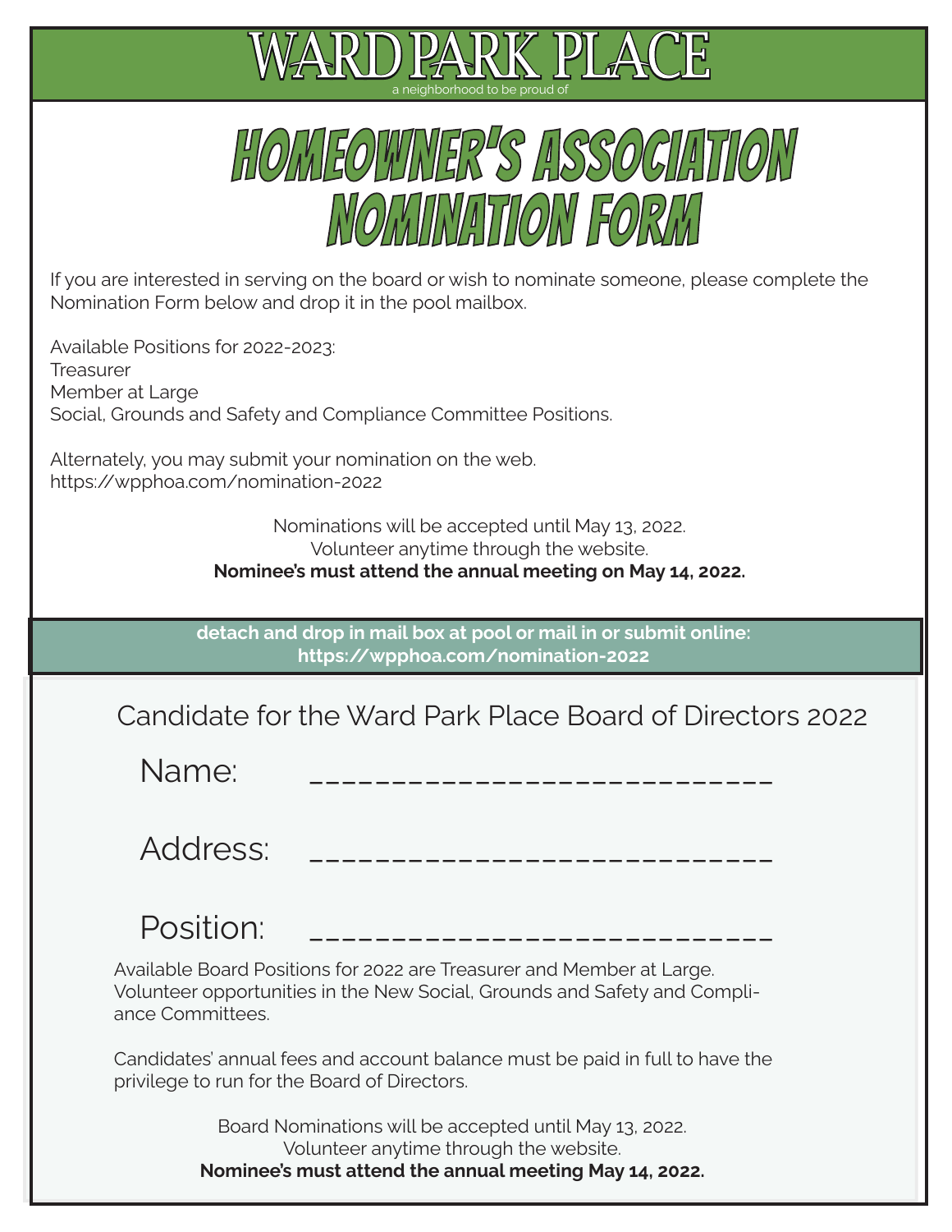# WARD PARK PLACE

a neighborhood to be proud of

# HOMEOWNER'S ASSOCIATION NOMINATION FORM

If you are interested in serving on the board or wish to nominate someone, please complete the Nomination Form below and drop it in the pool mailbox.

Available Positions for 2022-2023:
Treasurer
Member at Large
Social, Grounds and Safety and Compliance Committee Positions.

Alternately, you may submit your nomination on the web.
https://wpphoa.com/nomination-2022

Nominations will be accepted until May 13, 2022.
Volunteer anytime through the website.
**Nominee's must attend the annual meeting on May 14, 2022.**

**detach and drop in mail box at pool or mail in or submit online:**
**https://wpphoa.com/nomination-2022**

Candidate for the Ward Park Place Board of Directors 2022

Name: ______________________________

Address: ______________________________

Position: ______________________________

Available Board Positions for 2022 are Treasurer and Member at Large. Volunteer opportunities in the New Social, Grounds and Safety and Compliance Committees.

Candidates' annual fees and account balance must be paid in full to have the privilege to run for the Board of Directors.

Board Nominations will be accepted until May 13, 2022.
Volunteer anytime through the website.
**Nominee's must attend the annual meeting May 14, 2022.**